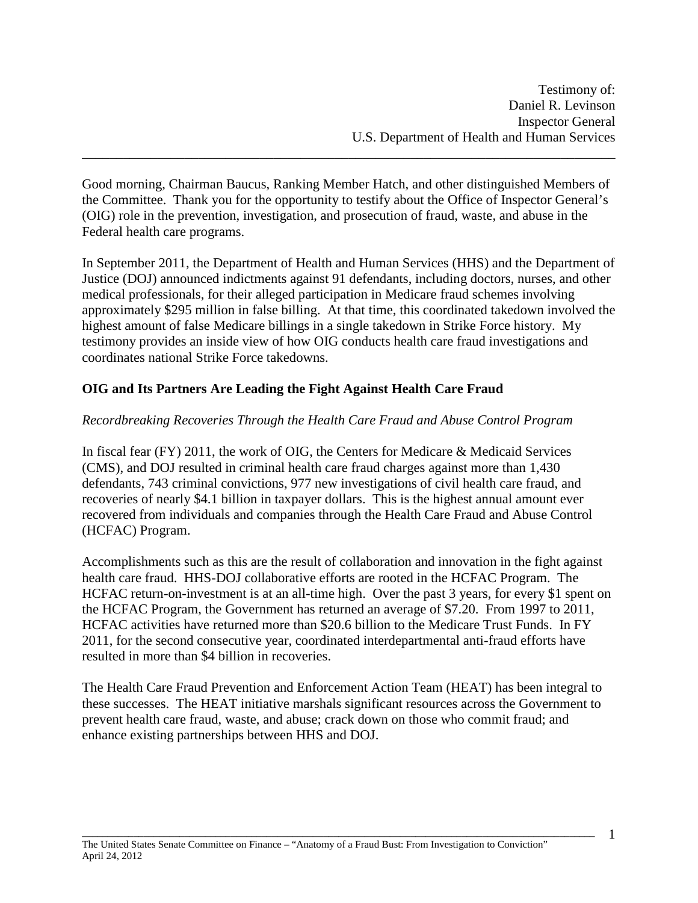Testimony of:
Daniel R. Levinson
Inspector General
U.S. Department of Health and Human Services

---

Good morning, Chairman Baucus, Ranking Member Hatch, and other distinguished Members of the Committee. Thank you for the opportunity to testify about the Office of Inspector General's (OIG) role in the prevention, investigation, and prosecution of fraud, waste, and abuse in the Federal health care programs.

In September 2011, the Department of Health and Human Services (HHS) and the Department of Justice (DOJ) announced indictments against 91 defendants, including doctors, nurses, and other medical professionals, for their alleged participation in Medicare fraud schemes involving approximately $295 million in false billing. At that time, this coordinated takedown involved the highest amount of false Medicare billings in a single takedown in Strike Force history. My testimony provides an inside view of how OIG conducts health care fraud investigations and coordinates national Strike Force takedowns.

## OIG and Its Partners Are Leading the Fight Against Health Care Fraud

### *Recordbreaking Recoveries Through the Health Care Fraud and Abuse Control Program*

In fiscal fear (FY) 2011, the work of OIG, the Centers for Medicare & Medicaid Services (CMS), and DOJ resulted in criminal health care fraud charges against more than 1,430 defendants, 743 criminal convictions, 977 new investigations of civil health care fraud, and recoveries of nearly $4.1 billion in taxpayer dollars. This is the highest annual amount ever recovered from individuals and companies through the Health Care Fraud and Abuse Control (HCFAC) Program.

Accomplishments such as this are the result of collaboration and innovation in the fight against health care fraud. HHS-DOJ collaborative efforts are rooted in the HCFAC Program. The HCFAC return-on-investment is at an all-time high. Over the past 3 years, for every $1 spent on the HCFAC Program, the Government has returned an average of $7.20. From 1997 to 2011, HCFAC activities have returned more than $20.6 billion to the Medicare Trust Funds. In FY 2011, for the second consecutive year, coordinated interdepartmental anti-fraud efforts have resulted in more than $4 billion in recoveries.

The Health Care Fraud Prevention and Enforcement Action Team (HEAT) has been integral to these successes. The HEAT initiative marshals significant resources across the Government to prevent health care fraud, waste, and abuse; crack down on those who commit fraud; and enhance existing partnerships between HHS and DOJ.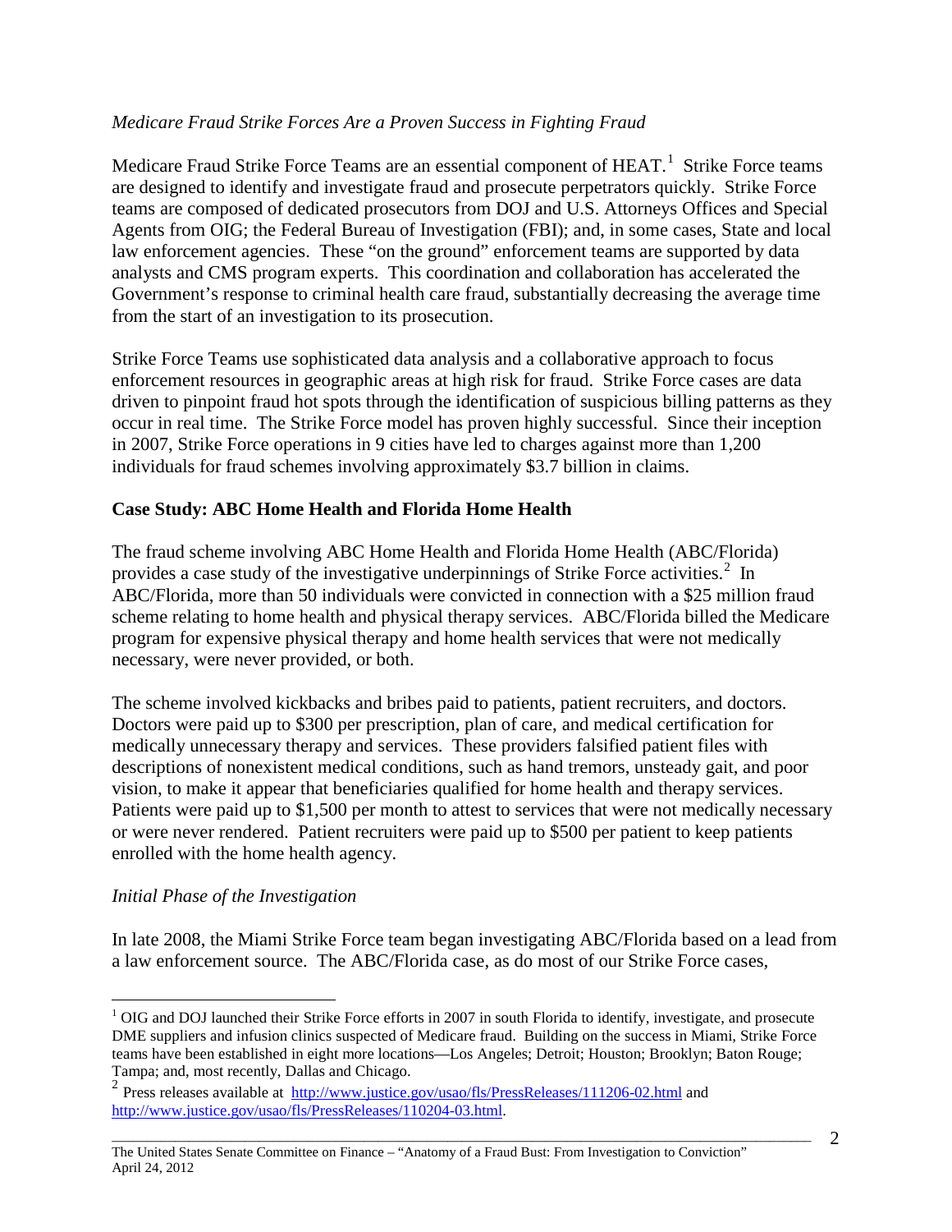*Medicare Fraud Strike Forces Are a Proven Success in Fighting Fraud*

Medicare Fraud Strike Force Teams are an essential component of HEAT.[1] Strike Force teams are designed to identify and investigate fraud and prosecute perpetrators quickly. Strike Force teams are composed of dedicated prosecutors from DOJ and U.S. Attorneys Offices and Special Agents from OIG; the Federal Bureau of Investigation (FBI); and, in some cases, State and local law enforcement agencies. These "on the ground" enforcement teams are supported by data analysts and CMS program experts. This coordination and collaboration has accelerated the Government's response to criminal health care fraud, substantially decreasing the average time from the start of an investigation to its prosecution.

Strike Force Teams use sophisticated data analysis and a collaborative approach to focus enforcement resources in geographic areas at high risk for fraud. Strike Force cases are data driven to pinpoint fraud hot spots through the identification of suspicious billing patterns as they occur in real time. The Strike Force model has proven highly successful. Since their inception in 2007, Strike Force operations in 9 cities have led to charges against more than 1,200 individuals for fraud schemes involving approximately $3.7 billion in claims.

**Case Study: ABC Home Health and Florida Home Health**

The fraud scheme involving ABC Home Health and Florida Home Health (ABC/Florida) provides a case study of the investigative underpinnings of Strike Force activities.[2] In ABC/Florida, more than 50 individuals were convicted in connection with a $25 million fraud scheme relating to home health and physical therapy services. ABC/Florida billed the Medicare program for expensive physical therapy and home health services that were not medically necessary, were never provided, or both.

The scheme involved kickbacks and bribes paid to patients, patient recruiters, and doctors. Doctors were paid up to $300 per prescription, plan of care, and medical certification for medically unnecessary therapy and services. These providers falsified patient files with descriptions of nonexistent medical conditions, such as hand tremors, unsteady gait, and poor vision, to make it appear that beneficiaries qualified for home health and therapy services. Patients were paid up to $1,500 per month to attest to services that were not medically necessary or were never rendered. Patient recruiters were paid up to $500 per patient to keep patients enrolled with the home health agency.

*Initial Phase of the Investigation*

In late 2008, the Miami Strike Force team began investigating ABC/Florida based on a lead from a law enforcement source. The ABC/Florida case, as do most of our Strike Force cases,

---

[1] OIG and DOJ launched their Strike Force efforts in 2007 in south Florida to identify, investigate, and prosecute DME suppliers and infusion clinics suspected of Medicare fraud. Building on the success in Miami, Strike Force teams have been established in eight more locations—Los Angeles; Detroit; Houston; Brooklyn; Baton Rouge; Tampa; and, most recently, Dallas and Chicago.

[2] Press releases available at http://www.justice.gov/usao/fls/PressReleases/111206-02.html and http://www.justice.gov/usao/fls/PressReleases/110204-03.html.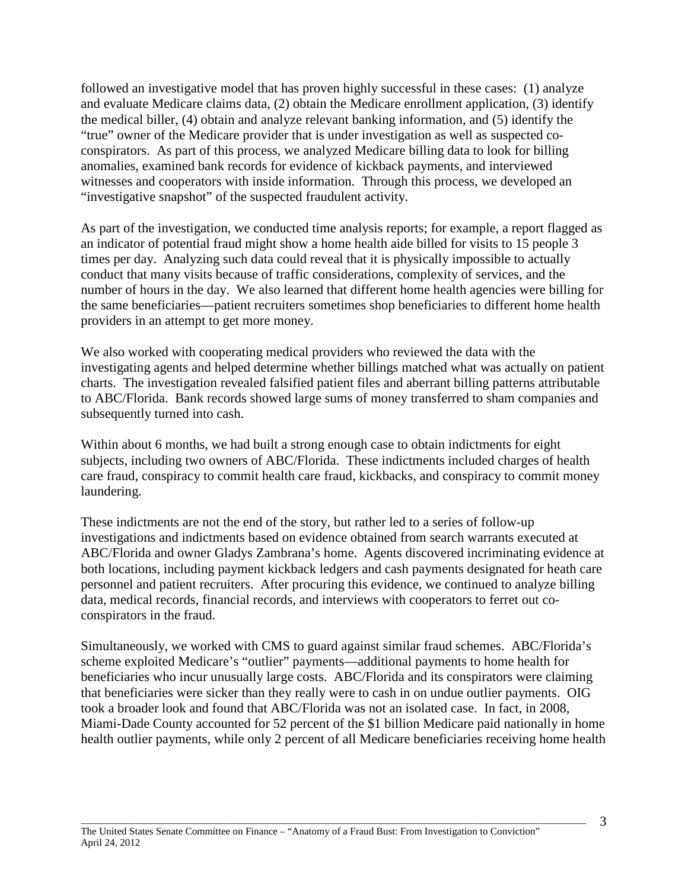followed an investigative model that has proven highly successful in these cases: (1) analyze and evaluate Medicare claims data, (2) obtain the Medicare enrollment application, (3) identify the medical biller, (4) obtain and analyze relevant banking information, and (5) identify the "true" owner of the Medicare provider that is under investigation as well as suspected co-conspirators. As part of this process, we analyzed Medicare billing data to look for billing anomalies, examined bank records for evidence of kickback payments, and interviewed witnesses and cooperators with inside information. Through this process, we developed an "investigative snapshot" of the suspected fraudulent activity.

As part of the investigation, we conducted time analysis reports; for example, a report flagged as an indicator of potential fraud might show a home health aide billed for visits to 15 people 3 times per day. Analyzing such data could reveal that it is physically impossible to actually conduct that many visits because of traffic considerations, complexity of services, and the number of hours in the day. We also learned that different home health agencies were billing for the same beneficiaries—patient recruiters sometimes shop beneficiaries to different home health providers in an attempt to get more money.

We also worked with cooperating medical providers who reviewed the data with the investigating agents and helped determine whether billings matched what was actually on patient charts. The investigation revealed falsified patient files and aberrant billing patterns attributable to ABC/Florida. Bank records showed large sums of money transferred to sham companies and subsequently turned into cash.

Within about 6 months, we had built a strong enough case to obtain indictments for eight subjects, including two owners of ABC/Florida. These indictments included charges of health care fraud, conspiracy to commit health care fraud, kickbacks, and conspiracy to commit money laundering.

These indictments are not the end of the story, but rather led to a series of follow-up investigations and indictments based on evidence obtained from search warrants executed at ABC/Florida and owner Gladys Zambrana's home. Agents discovered incriminating evidence at both locations, including payment kickback ledgers and cash payments designated for heath care personnel and patient recruiters. After procuring this evidence, we continued to analyze billing data, medical records, financial records, and interviews with cooperators to ferret out co-conspirators in the fraud.

Simultaneously, we worked with CMS to guard against similar fraud schemes. ABC/Florida's scheme exploited Medicare's "outlier" payments—additional payments to home health for beneficiaries who incur unusually large costs. ABC/Florida and its conspirators were claiming that beneficiaries were sicker than they really were to cash in on undue outlier payments. OIG took a broader look and found that ABC/Florida was not an isolated case. In fact, in 2008, Miami-Dade County accounted for 52 percent of the $1 billion Medicare paid nationally in home health outlier payments, while only 2 percent of all Medicare beneficiaries receiving home health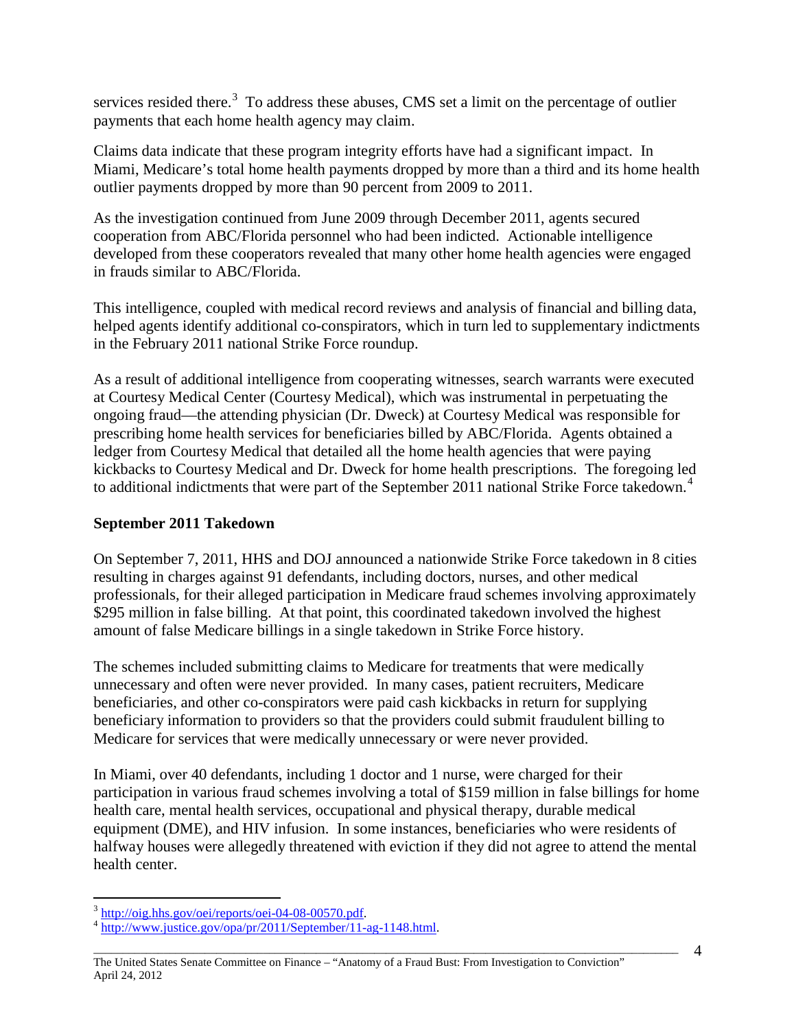services resided there.[3] To address these abuses, CMS set a limit on the percentage of outlier payments that each home health agency may claim.

Claims data indicate that these program integrity efforts have had a significant impact. In Miami, Medicare's total home health payments dropped by more than a third and its home health outlier payments dropped by more than 90 percent from 2009 to 2011.

As the investigation continued from June 2009 through December 2011, agents secured cooperation from ABC/Florida personnel who had been indicted. Actionable intelligence developed from these cooperators revealed that many other home health agencies were engaged in frauds similar to ABC/Florida.

This intelligence, coupled with medical record reviews and analysis of financial and billing data, helped agents identify additional co-conspirators, which in turn led to supplementary indictments in the February 2011 national Strike Force roundup.

As a result of additional intelligence from cooperating witnesses, search warrants were executed at Courtesy Medical Center (Courtesy Medical), which was instrumental in perpetuating the ongoing fraud—the attending physician (Dr. Dweck) at Courtesy Medical was responsible for prescribing home health services for beneficiaries billed by ABC/Florida. Agents obtained a ledger from Courtesy Medical that detailed all the home health agencies that were paying kickbacks to Courtesy Medical and Dr. Dweck for home health prescriptions. The foregoing led to additional indictments that were part of the September 2011 national Strike Force takedown.[4]

**September 2011 Takedown**

On September 7, 2011, HHS and DOJ announced a nationwide Strike Force takedown in 8 cities resulting in charges against 91 defendants, including doctors, nurses, and other medical professionals, for their alleged participation in Medicare fraud schemes involving approximately $295 million in false billing. At that point, this coordinated takedown involved the highest amount of false Medicare billings in a single takedown in Strike Force history.

The schemes included submitting claims to Medicare for treatments that were medically unnecessary and often were never provided. In many cases, patient recruiters, Medicare beneficiaries, and other co-conspirators were paid cash kickbacks in return for supplying beneficiary information to providers so that the providers could submit fraudulent billing to Medicare for services that were medically unnecessary or were never provided.

In Miami, over 40 defendants, including 1 doctor and 1 nurse, were charged for their participation in various fraud schemes involving a total of $159 million in false billings for home health care, mental health services, occupational and physical therapy, durable medical equipment (DME), and HIV infusion. In some instances, beneficiaries who were residents of halfway houses were allegedly threatened with eviction if they did not agree to attend the mental health center.

---

[3] http://oig.hhs.gov/oei/reports/oei-04-08-00570.pdf.

[4] http://www.justice.gov/opa/pr/2011/September/11-ag-1148.html.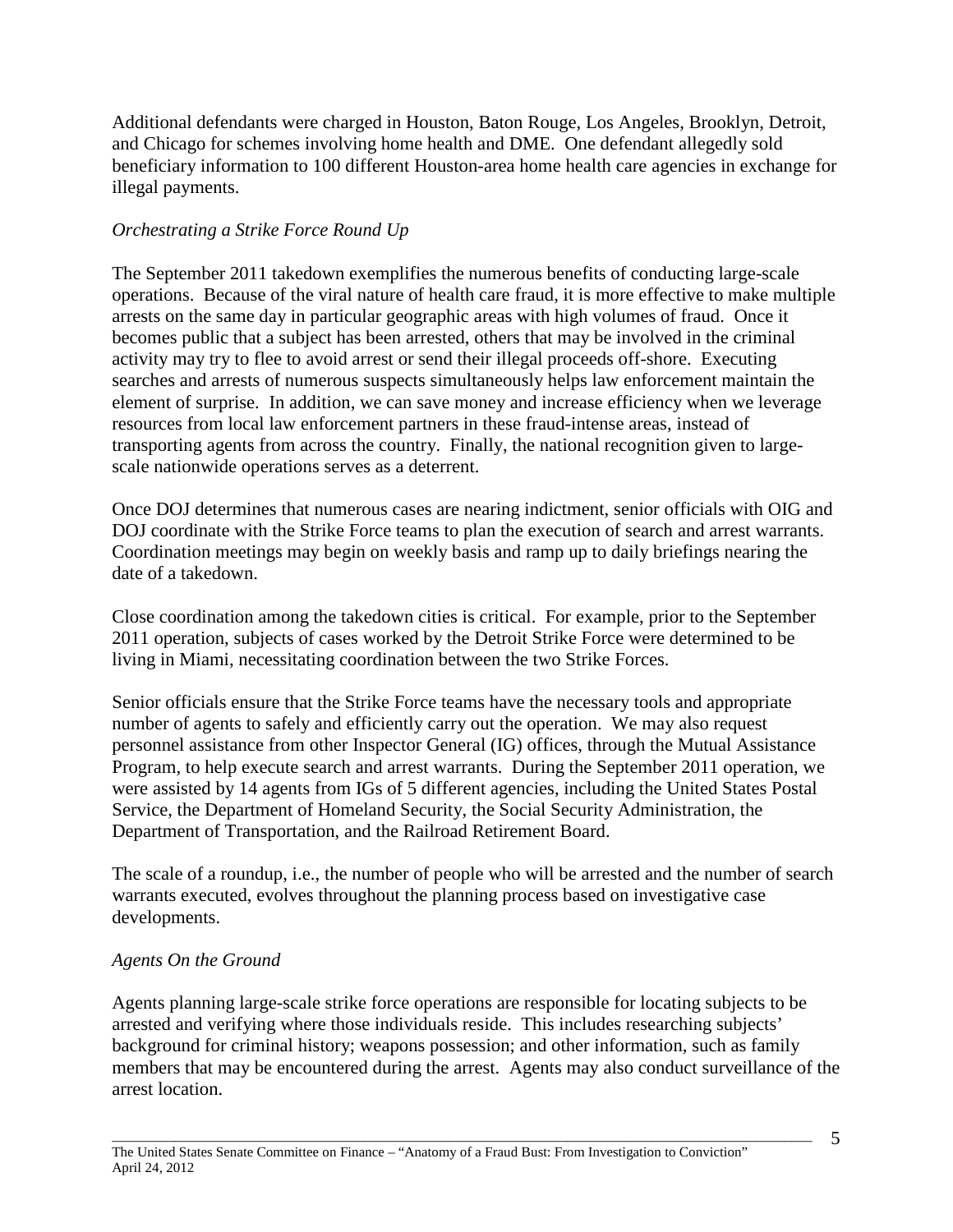Additional defendants were charged in Houston, Baton Rouge, Los Angeles, Brooklyn, Detroit, and Chicago for schemes involving home health and DME. One defendant allegedly sold beneficiary information to 100 different Houston-area home health care agencies in exchange for illegal payments.

*Orchestrating a Strike Force Round Up*

The September 2011 takedown exemplifies the numerous benefits of conducting large-scale operations. Because of the viral nature of health care fraud, it is more effective to make multiple arrests on the same day in particular geographic areas with high volumes of fraud. Once it becomes public that a subject has been arrested, others that may be involved in the criminal activity may try to flee to avoid arrest or send their illegal proceeds off-shore. Executing searches and arrests of numerous suspects simultaneously helps law enforcement maintain the element of surprise. In addition, we can save money and increase efficiency when we leverage resources from local law enforcement partners in these fraud-intense areas, instead of transporting agents from across the country. Finally, the national recognition given to large-scale nationwide operations serves as a deterrent.

Once DOJ determines that numerous cases are nearing indictment, senior officials with OIG and DOJ coordinate with the Strike Force teams to plan the execution of search and arrest warrants. Coordination meetings may begin on weekly basis and ramp up to daily briefings nearing the date of a takedown.

Close coordination among the takedown cities is critical. For example, prior to the September 2011 operation, subjects of cases worked by the Detroit Strike Force were determined to be living in Miami, necessitating coordination between the two Strike Forces.

Senior officials ensure that the Strike Force teams have the necessary tools and appropriate number of agents to safely and efficiently carry out the operation. We may also request personnel assistance from other Inspector General (IG) offices, through the Mutual Assistance Program, to help execute search and arrest warrants. During the September 2011 operation, we were assisted by 14 agents from IGs of 5 different agencies, including the United States Postal Service, the Department of Homeland Security, the Social Security Administration, the Department of Transportation, and the Railroad Retirement Board.

The scale of a roundup, i.e., the number of people who will be arrested and the number of search warrants executed, evolves throughout the planning process based on investigative case developments.

*Agents On the Ground*

Agents planning large-scale strike force operations are responsible for locating subjects to be arrested and verifying where those individuals reside. This includes researching subjects' background for criminal history; weapons possession; and other information, such as family members that may be encountered during the arrest. Agents may also conduct surveillance of the arrest location.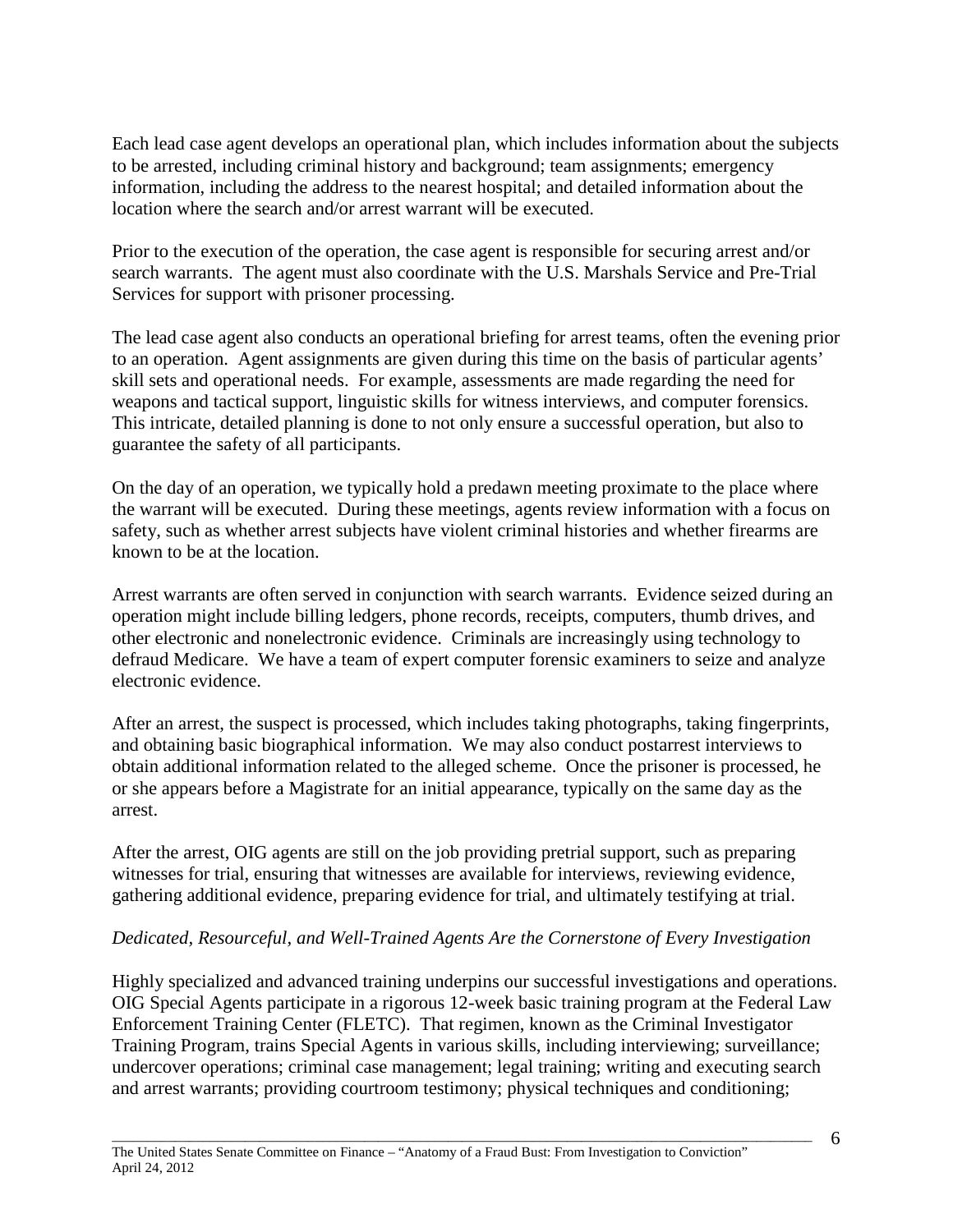Each lead case agent develops an operational plan, which includes information about the subjects to be arrested, including criminal history and background; team assignments; emergency information, including the address to the nearest hospital; and detailed information about the location where the search and/or arrest warrant will be executed.

Prior to the execution of the operation, the case agent is responsible for securing arrest and/or search warrants. The agent must also coordinate with the U.S. Marshals Service and Pre-Trial Services for support with prisoner processing.

The lead case agent also conducts an operational briefing for arrest teams, often the evening prior to an operation. Agent assignments are given during this time on the basis of particular agents' skill sets and operational needs. For example, assessments are made regarding the need for weapons and tactical support, linguistic skills for witness interviews, and computer forensics. This intricate, detailed planning is done to not only ensure a successful operation, but also to guarantee the safety of all participants.

On the day of an operation, we typically hold a predawn meeting proximate to the place where the warrant will be executed. During these meetings, agents review information with a focus on safety, such as whether arrest subjects have violent criminal histories and whether firearms are known to be at the location.

Arrest warrants are often served in conjunction with search warrants. Evidence seized during an operation might include billing ledgers, phone records, receipts, computers, thumb drives, and other electronic and nonelectronic evidence. Criminals are increasingly using technology to defraud Medicare. We have a team of expert computer forensic examiners to seize and analyze electronic evidence.

After an arrest, the suspect is processed, which includes taking photographs, taking fingerprints, and obtaining basic biographical information. We may also conduct postarrest interviews to obtain additional information related to the alleged scheme. Once the prisoner is processed, he or she appears before a Magistrate for an initial appearance, typically on the same day as the arrest.

After the arrest, OIG agents are still on the job providing pretrial support, such as preparing witnesses for trial, ensuring that witnesses are available for interviews, reviewing evidence, gathering additional evidence, preparing evidence for trial, and ultimately testifying at trial.

*Dedicated, Resourceful, and Well-Trained Agents Are the Cornerstone of Every Investigation*

Highly specialized and advanced training underpins our successful investigations and operations. OIG Special Agents participate in a rigorous 12-week basic training program at the Federal Law Enforcement Training Center (FLETC). That regimen, known as the Criminal Investigator Training Program, trains Special Agents in various skills, including interviewing; surveillance; undercover operations; criminal case management; legal training; writing and executing search and arrest warrants; providing courtroom testimony; physical techniques and conditioning;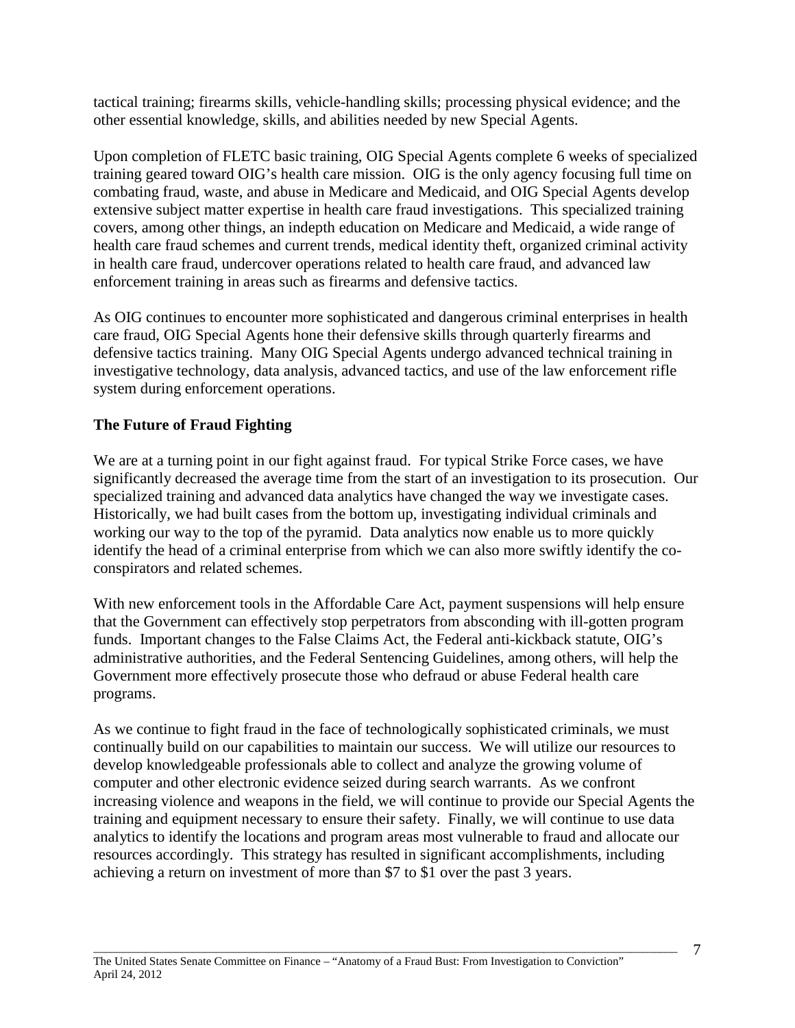tactical training; firearms skills, vehicle-handling skills; processing physical evidence; and the other essential knowledge, skills, and abilities needed by new Special Agents.

Upon completion of FLETC basic training, OIG Special Agents complete 6 weeks of specialized training geared toward OIG's health care mission. OIG is the only agency focusing full time on combating fraud, waste, and abuse in Medicare and Medicaid, and OIG Special Agents develop extensive subject matter expertise in health care fraud investigations. This specialized training covers, among other things, an indepth education on Medicare and Medicaid, a wide range of health care fraud schemes and current trends, medical identity theft, organized criminal activity in health care fraud, undercover operations related to health care fraud, and advanced law enforcement training in areas such as firearms and defensive tactics.

As OIG continues to encounter more sophisticated and dangerous criminal enterprises in health care fraud, OIG Special Agents hone their defensive skills through quarterly firearms and defensive tactics training. Many OIG Special Agents undergo advanced technical training in investigative technology, data analysis, advanced tactics, and use of the law enforcement rifle system during enforcement operations.

**The Future of Fraud Fighting**

We are at a turning point in our fight against fraud. For typical Strike Force cases, we have significantly decreased the average time from the start of an investigation to its prosecution. Our specialized training and advanced data analytics have changed the way we investigate cases. Historically, we had built cases from the bottom up, investigating individual criminals and working our way to the top of the pyramid. Data analytics now enable us to more quickly identify the head of a criminal enterprise from which we can also more swiftly identify the co-conspirators and related schemes.

With new enforcement tools in the Affordable Care Act, payment suspensions will help ensure that the Government can effectively stop perpetrators from absconding with ill-gotten program funds. Important changes to the False Claims Act, the Federal anti-kickback statute, OIG's administrative authorities, and the Federal Sentencing Guidelines, among others, will help the Government more effectively prosecute those who defraud or abuse Federal health care programs.

As we continue to fight fraud in the face of technologically sophisticated criminals, we must continually build on our capabilities to maintain our success. We will utilize our resources to develop knowledgeable professionals able to collect and analyze the growing volume of computer and other electronic evidence seized during search warrants. As we confront increasing violence and weapons in the field, we will continue to provide our Special Agents the training and equipment necessary to ensure their safety. Finally, we will continue to use data analytics to identify the locations and program areas most vulnerable to fraud and allocate our resources accordingly. This strategy has resulted in significant accomplishments, including achieving a return on investment of more than $7 to $1 over the past 3 years.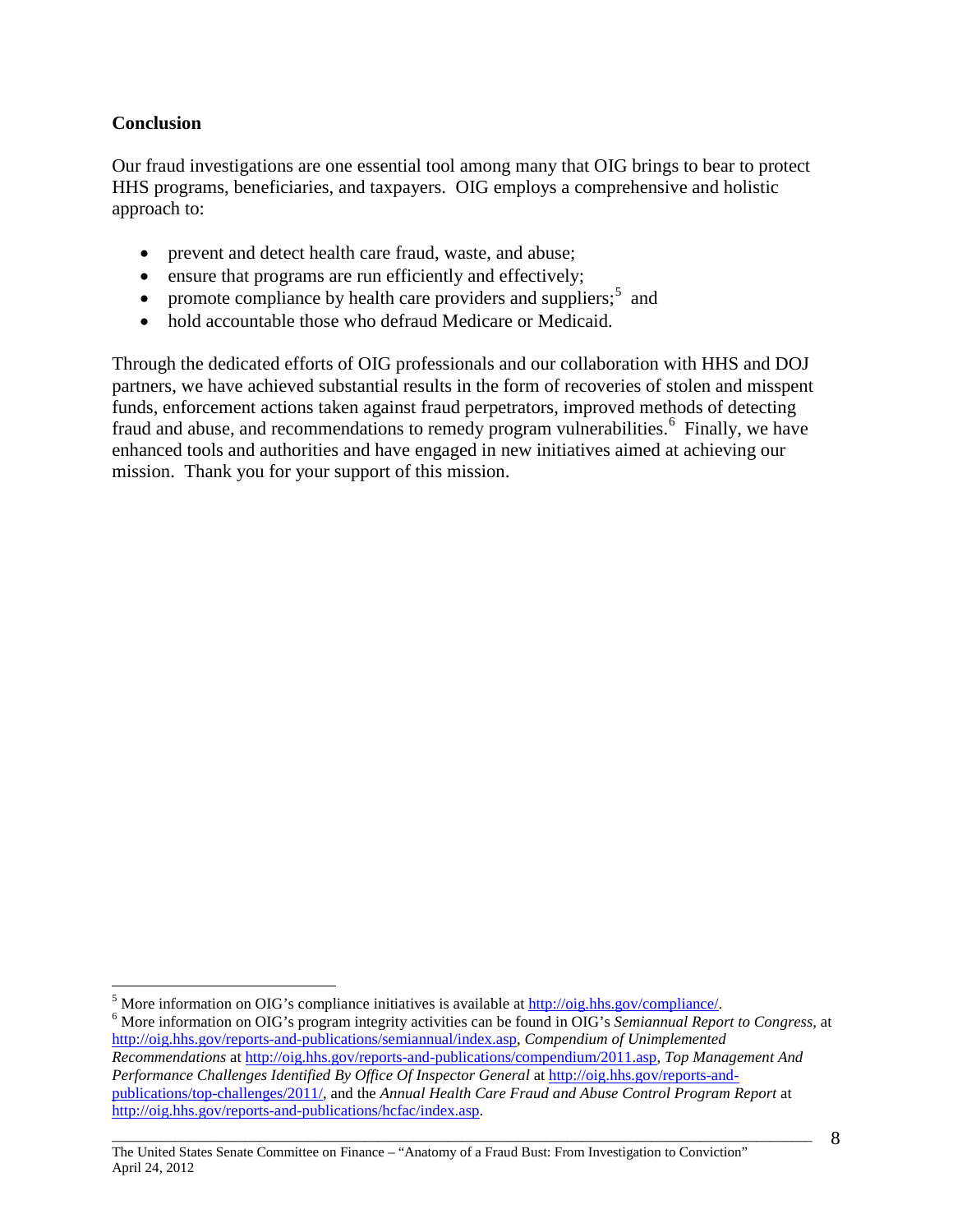## Conclusion

Our fraud investigations are one essential tool among many that OIG brings to bear to protect HHS programs, beneficiaries, and taxpayers. OIG employs a comprehensive and holistic approach to:

- prevent and detect health care fraud, waste, and abuse;
- ensure that programs are run efficiently and effectively;
- promote compliance by health care providers and suppliers;[5] and
- hold accountable those who defraud Medicare or Medicaid.

Through the dedicated efforts of OIG professionals and our collaboration with HHS and DOJ partners, we have achieved substantial results in the form of recoveries of stolen and misspent funds, enforcement actions taken against fraud perpetrators, improved methods of detecting fraud and abuse, and recommendations to remedy program vulnerabilities.[6] Finally, we have enhanced tools and authorities and have engaged in new initiatives aimed at achieving our mission. Thank you for your support of this mission.

---

[5] More information on OIG's compliance initiatives is available at http://oig.hhs.gov/compliance/.

[6] More information on OIG's program integrity activities can be found in OIG's *Semiannual Report to Congress*, at http://oig.hhs.gov/reports-and-publications/semiannual/index.asp, *Compendium of Unimplemented Recommendations* at http://oig.hhs.gov/reports-and-publications/compendium/2011.asp, *Top Management And Performance Challenges Identified By Office Of Inspector General* at http://oig.hhs.gov/reports-and-publications/top-challenges/2011/, and the *Annual Health Care Fraud and Abuse Control Program Report* at http://oig.hhs.gov/reports-and-publications/hcfac/index.asp.